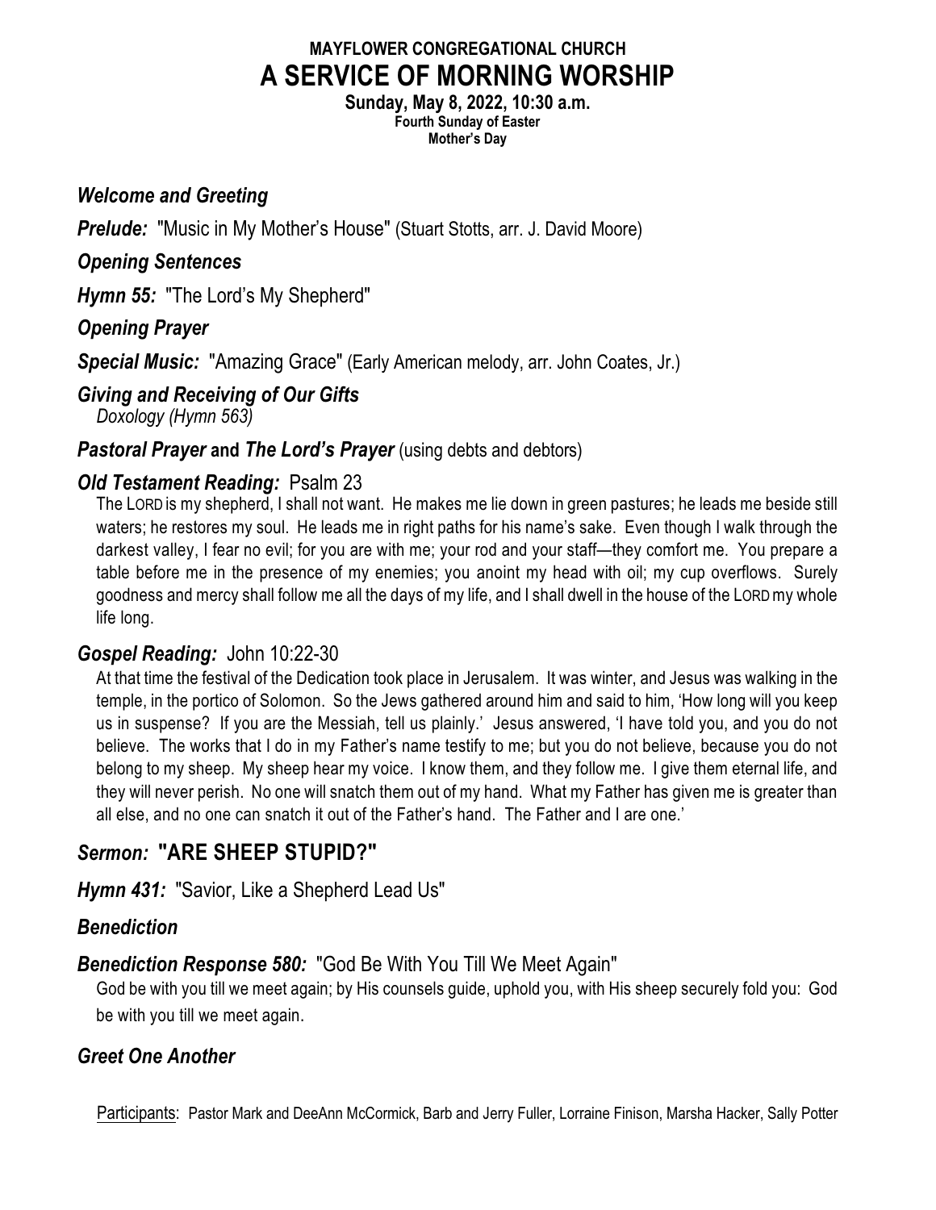# MAYFLOWER CONGREGATIONAL CHURCH

# A SERVICE OF MORNING WORSHIP

**Sunday, May 8, 2022, 10:30 a.m.**
**Fourth Sunday of Easter**
**Mother's Day**

***Welcome and Greeting***

***Prelude:*** "Music in My Mother's House" (Stuart Stotts, arr. J. David Moore)

***Opening Sentences***

***Hymn 55:*** "The Lord's My Shepherd"

***Opening Prayer***

***Special Music:*** "Amazing Grace" (Early American melody, arr. John Coates, Jr.)

***Giving and Receiving of Our Gifts***
*Doxology (Hymn 563)*

***Pastoral Prayer* and *The Lord's Prayer*** (using debts and debtors)

***Old Testament Reading:*** Psalm 23

The LORD is my shepherd, I shall not want. He makes me lie down in green pastures; he leads me beside still waters; he restores my soul. He leads me in right paths for his name's sake. Even though I walk through the darkest valley, I fear no evil; for you are with me; your rod and your staff—they comfort me. You prepare a table before me in the presence of my enemies; you anoint my head with oil; my cup overflows. Surely goodness and mercy shall follow me all the days of my life, and I shall dwell in the house of the LORD my whole life long.

***Gospel Reading:*** John 10:22-30

At that time the festival of the Dedication took place in Jerusalem. It was winter, and Jesus was walking in the temple, in the portico of Solomon. So the Jews gathered around him and said to him, 'How long will you keep us in suspense? If you are the Messiah, tell us plainly.' Jesus answered, 'I have told you, and you do not believe. The works that I do in my Father's name testify to me; but you do not believe, because you do not belong to my sheep. My sheep hear my voice. I know them, and they follow me. I give them eternal life, and they will never perish. No one will snatch them out of my hand. What my Father has given me is greater than all else, and no one can snatch it out of the Father's hand. The Father and I are one.'

## *Sermon:* "ARE SHEEP STUPID?"

***Hymn 431:*** "Savior, Like a Shepherd Lead Us"

***Benediction***

***Benediction Response 580:*** "God Be With You Till We Meet Again"

God be with you till we meet again; by His counsels guide, uphold you, with His sheep securely fold you: God be with you till we meet again.

***Greet One Another***

Participants: Pastor Mark and DeeAnn McCormick, Barb and Jerry Fuller, Lorraine Finison, Marsha Hacker, Sally Potter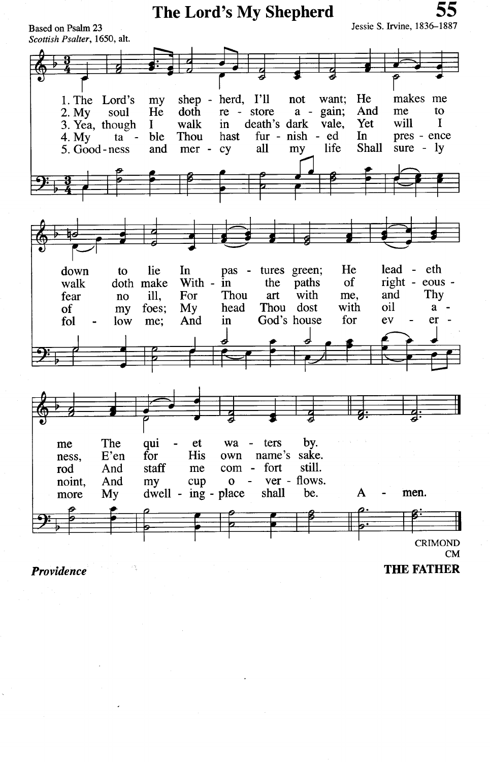# The Lord's My Shepherd

55

Based on Psalm 23
*Scottish Psalter*, 1650, alt.

Jessie S. Irvine, 1836–1887

1. The Lord's my shepherd, I'll not want; He makes me down to lie In pastures green; He leadeth me The quiet waters by.

2. My soul He doth restore again; And me to walk doth make Within the paths of righteousness, E'en for His own name's sake.

3. Yea, though I walk in death's dark vale, Yet will I fear no ill, For Thou art with me, and Thy rod And staff me comfort still.

4. My table Thou hast furnished In presence of my foes; My head Thou dost with oil anoint, And my cup overflows.

5. Goodness and mercy all my life Shall surely follow me; And in God's house for evermore My dwelling-place shall be. Amen.

CRIMOND
CM

***Providence***

**THE FATHER**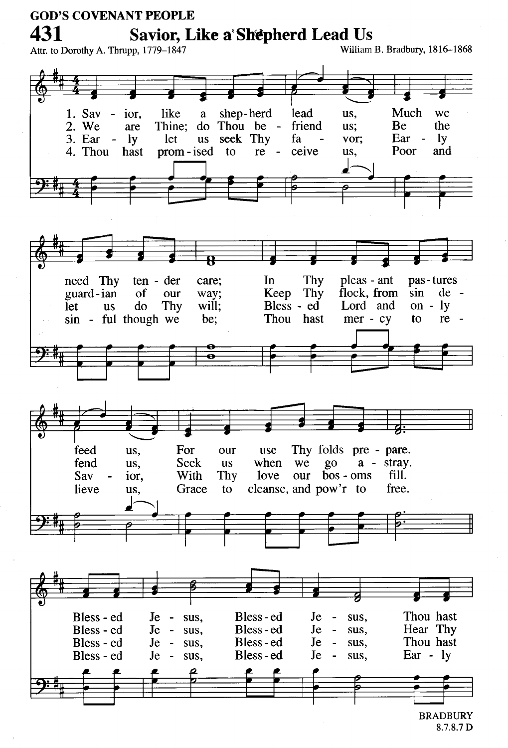GOD'S COVENANT PEOPLE

# 431 Savior, Like a Shepherd Lead Us

Attr. to Dorothy A. Thrupp, 1779–1847

William B. Bradbury, 1816–1868

1. Sav - ior, like a shep-herd lead us, Much we need Thy ten - der care; In Thy pleas - ant pas - tures feed us, For our use Thy folds pre - pare.
2. We are Thine; do Thou be - friend us; Be the guard - ian of our way; Keep Thy flock, from sin de - fend us, Seek us when we go a - stray.
3. Ear - ly let us seek Thy fa - vor; Ear - ly let us do Thy will; Bless - ed Lord and on - ly Sav - ior, With Thy love our bos - oms fill.
4. Thou hast prom - ised to re - ceive us, Poor and sin - ful though we be; Thou hast mer - cy to re - lieve us, Grace to cleanse, and pow'r to free.

Bless - ed Je - sus, Bless - ed Je - sus, Thou hast
Bless - ed Je - sus, Bless - ed Je - sus, Hear Thy
Bless - ed Je - sus, Bless - ed Je - sus, Thou hast
Bless - ed Je - sus, Bless - ed Je - sus, Ear - ly

BRADBURY
8.7.8.7 D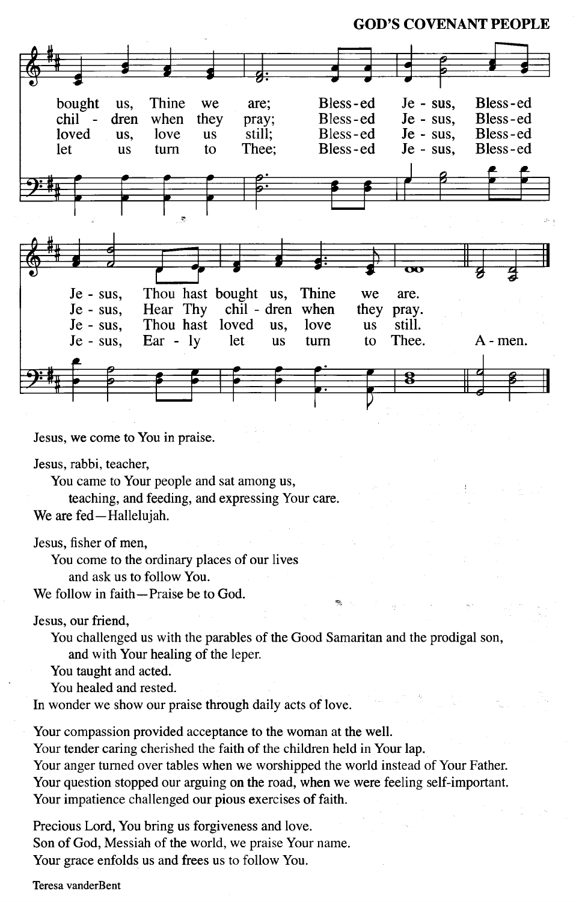## GOD'S COVENANT PEOPLE

bought us, Thine we are; Bless-ed Je-sus, Bless-ed Je-sus, Thou hast bought us, Thine we are.
chil-dren when they pray; Bless-ed Je-sus, Bless-ed Je-sus, Hear Thy chil-dren when they pray.
loved us, love us still; Bless-ed Je-sus, Bless-ed Je-sus, Thou hast loved us, love us still.
let us turn to Thee; Bless-ed Je-sus, Bless-ed Je-sus, Ear-ly let us turn to Thee. A-men.

Jesus, we come to You in praise.

Jesus, rabbi, teacher,
You came to Your people and sat among us,
teaching, and feeding, and expressing Your care.
We are fed—Hallelujah.

Jesus, fisher of men,
You come to the ordinary places of our lives
and ask us to follow You.
We follow in faith—Praise be to God.

Jesus, our friend,
You challenged us with the parables of the Good Samaritan and the prodigal son,
and with Your healing of the leper.
You taught and acted.
You healed and rested.
In wonder we show our praise through daily acts of love.

Your compassion provided acceptance to the woman at the well.
Your tender caring cherished the faith of the children held in Your lap.
Your anger turned over tables when we worshipped the world instead of Your Father.
Your question stopped our arguing on the road, when we were feeling self-important.
Your impatience challenged our pious exercises of faith.

Precious Lord, You bring us forgiveness and love.
Son of God, Messiah of the world, we praise Your name.
Your grace enfolds us and frees us to follow You.

Teresa vanderBent